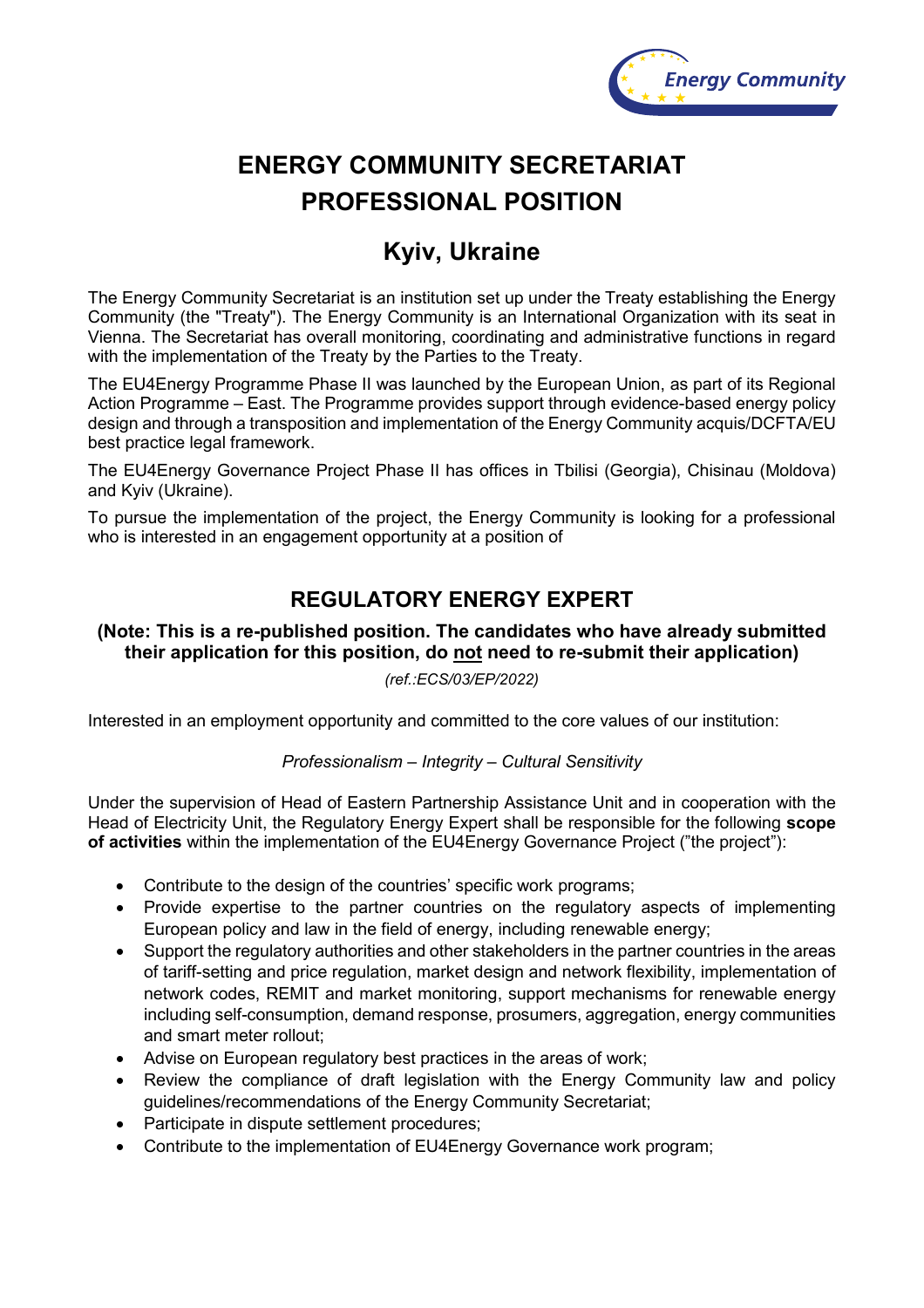# ENERGY COMMUNITY SECRETARIAT PROFESSIONAL POSITION

## Kyiv, Ukraine

The Energy Community Secretariat is an institution set up under the Treaty establishing the Energy Community (the "Treaty"). The Energy Community is an International Organization with its seat in Vienna. The Secretariat has overall monitoring, coordinating and administrative functions in regard with the implementation of the Treaty by the Parties to the Treaty.

The EU4Energy Programme Phase II was launched by the European Union, as part of its Regional Action Programme – East. The Programme provides support through evidence-based energy policy design and through a transposition and implementation of the Energy Community acquis/DCFTA/EU best practice legal framework.

The EU4Energy Governance Project Phase II has offices in Tbilisi (Georgia), Chisinau (Moldova) and Kyiv (Ukraine).

To pursue the implementation of the project, the Energy Community is looking for a professional who is interested in an engagement opportunity at a position of

## REGULATORY ENERGY EXPERT

### (Note: This is a re-published position. The candidates who have already submitted their application for this position, do not need to re-submit their application)

*(ref.:ECS/03/EP/2022)*

Interested in an employment opportunity and committed to the core values of our institution:

*Professionalism – Integrity – Cultural Sensitivity*

Under the supervision of Head of Eastern Partnership Assistance Unit and in cooperation with the Head of Electricity Unit, the Regulatory Energy Expert shall be responsible for the following **scope of activities** within the implementation of the EU4Energy Governance Project ("the project"):

- Contribute to the design of the countries' specific work programs;
- Provide expertise to the partner countries on the regulatory aspects of implementing European policy and law in the field of energy, including renewable energy;
- Support the regulatory authorities and other stakeholders in the partner countries in the areas of tariff-setting and price regulation, market design and network flexibility, implementation of network codes, REMIT and market monitoring, support mechanisms for renewable energy including self-consumption, demand response, prosumers, aggregation, energy communities and smart meter rollout;
- Advise on European regulatory best practices in the areas of work;
- Review the compliance of draft legislation with the Energy Community law and policy guidelines/recommendations of the Energy Community Secretariat;
- Participate in dispute settlement procedures;
- Contribute to the implementation of EU4Energy Governance work program;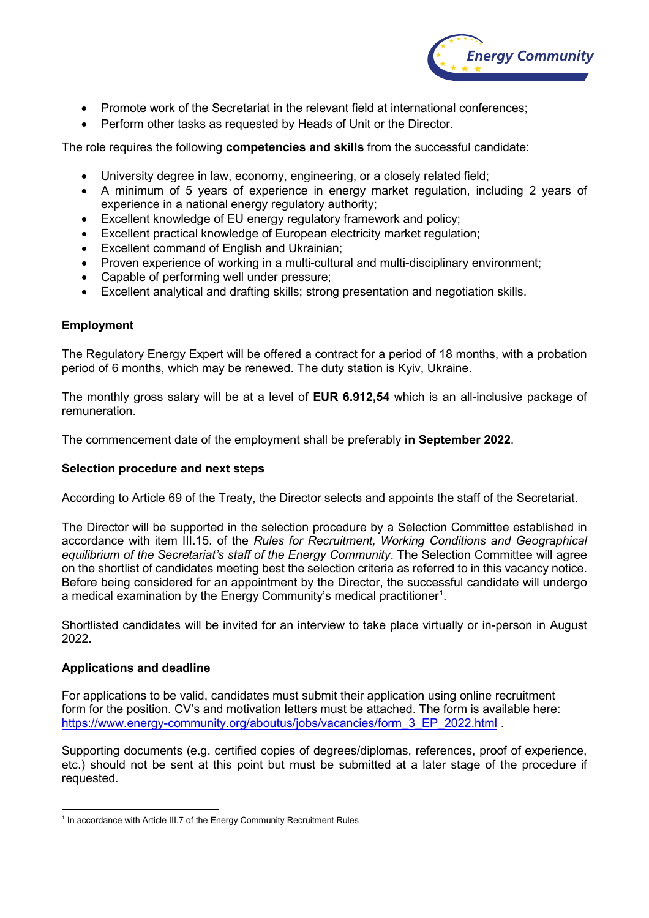- Promote work of the Secretariat in the relevant field at international conferences;
- Perform other tasks as requested by Heads of Unit or the Director.

The role requires the following **competencies and skills** from the successful candidate:

- University degree in law, economy, engineering, or a closely related field;
- A minimum of 5 years of experience in energy market regulation, including 2 years of experience in a national energy regulatory authority;
- Excellent knowledge of EU energy regulatory framework and policy;
- Excellent practical knowledge of European electricity market regulation;
- Excellent command of English and Ukrainian;
- Proven experience of working in a multi-cultural and multi-disciplinary environment;
- Capable of performing well under pressure;
- Excellent analytical and drafting skills; strong presentation and negotiation skills.

**Employment**

The Regulatory Energy Expert will be offered a contract for a period of 18 months, with a probation period of 6 months, which may be renewed. The duty station is Kyiv, Ukraine.

The monthly gross salary will be at a level of **EUR 6.912,54** which is an all-inclusive package of remuneration.

The commencement date of the employment shall be preferably **in September 2022**.

**Selection procedure and next steps**

According to Article 69 of the Treaty, the Director selects and appoints the staff of the Secretariat.

The Director will be supported in the selection procedure by a Selection Committee established in accordance with item III.15. of the *Rules for Recruitment, Working Conditions and Geographical equilibrium of the Secretariat's staff of the Energy Community*. The Selection Committee will agree on the shortlist of candidates meeting best the selection criteria as referred to in this vacancy notice. Before being considered for an appointment by the Director, the successful candidate will undergo a medical examination by the Energy Community's medical practitioner[1].

Shortlisted candidates will be invited for an interview to take place virtually or in-person in August 2022.

**Applications and deadline**

For applications to be valid, candidates must submit their application using online recruitment form for the position. CV's and motivation letters must be attached. The form is available here: https://www.energy-community.org/aboutus/jobs/vacancies/form_3_EP_2022.html .

Supporting documents (e.g. certified copies of degrees/diplomas, references, proof of experience, etc.) should not be sent at this point but must be submitted at a later stage of the procedure if requested.

[1] In accordance with Article III.7 of the Energy Community Recruitment Rules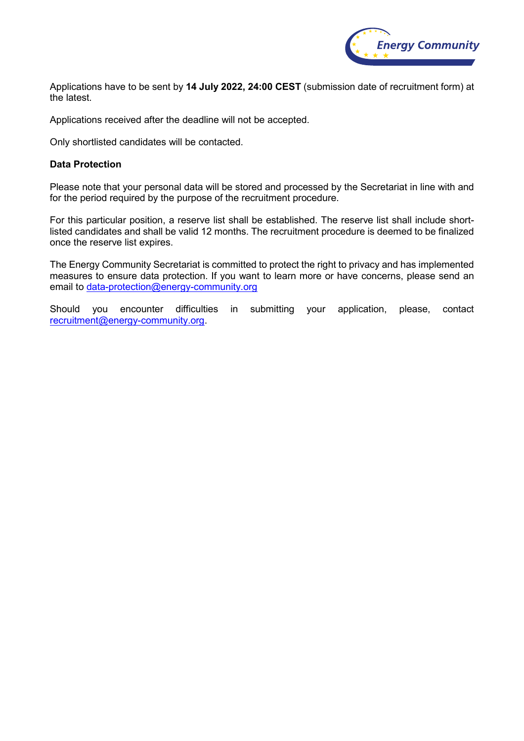Applications have to be sent by **14 July 2022, 24:00 CEST** (submission date of recruitment form) at the latest.

Applications received after the deadline will not be accepted.

Only shortlisted candidates will be contacted.

**Data Protection**

Please note that your personal data will be stored and processed by the Secretariat in line with and for the period required by the purpose of the recruitment procedure.

For this particular position, a reserve list shall be established. The reserve list shall include short-listed candidates and shall be valid 12 months. The recruitment procedure is deemed to be finalized once the reserve list expires.

The Energy Community Secretariat is committed to protect the right to privacy and has implemented measures to ensure data protection. If you want to learn more or have concerns, please send an email to data-protection@energy-community.org

Should you encounter difficulties in submitting your application, please, contact recruitment@energy-community.org.